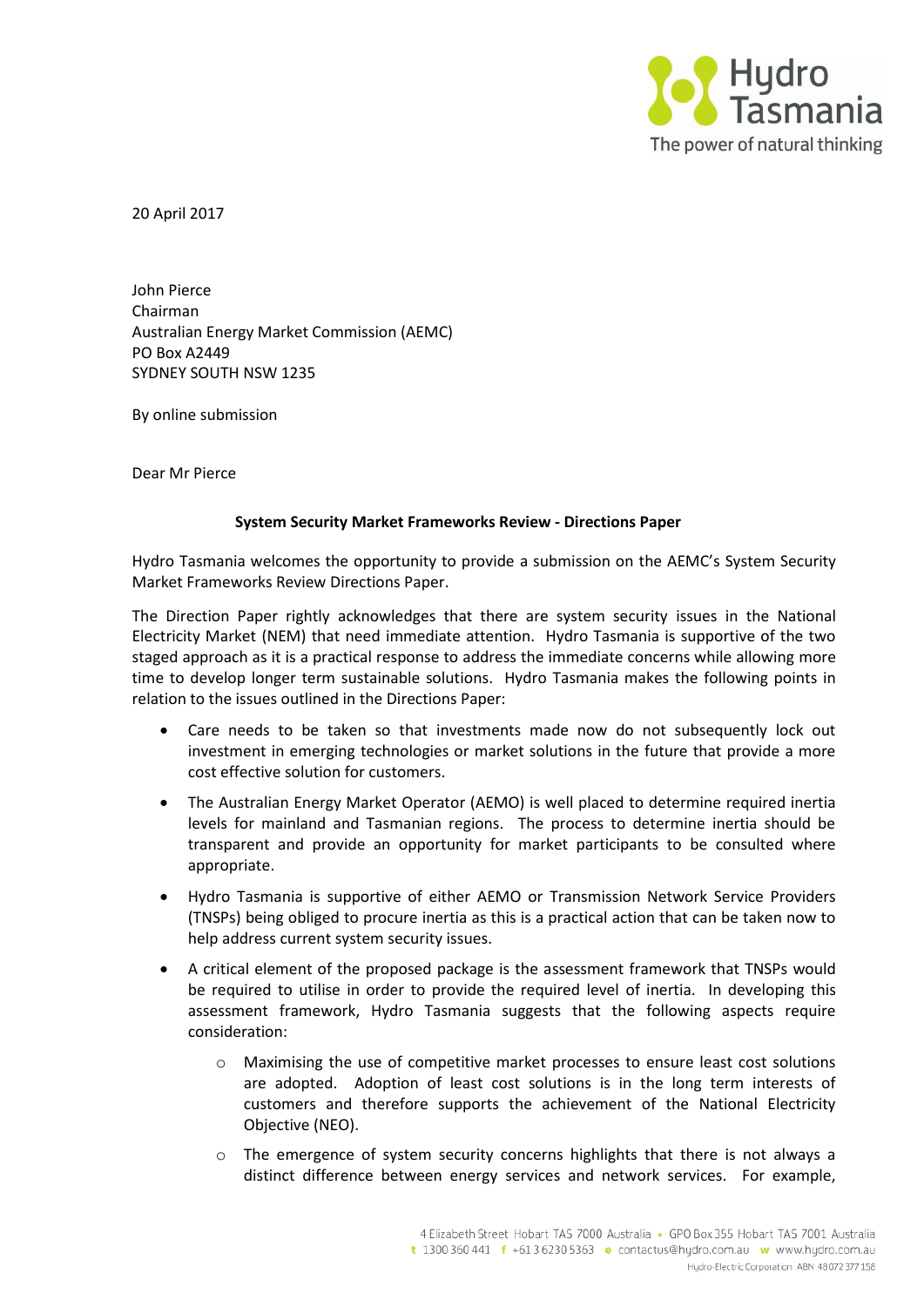20 April 2017

John Pierce
Chairman
Australian Energy Market Commission (AEMC)
PO Box A2449
SYDNEY SOUTH NSW 1235

By online submission

Dear Mr Pierce

**System Security Market Frameworks Review - Directions Paper**

Hydro Tasmania welcomes the opportunity to provide a submission on the AEMC's System Security Market Frameworks Review Directions Paper.

The Direction Paper rightly acknowledges that there are system security issues in the National Electricity Market (NEM) that need immediate attention. Hydro Tasmania is supportive of the two staged approach as it is a practical response to address the immediate concerns while allowing more time to develop longer term sustainable solutions. Hydro Tasmania makes the following points in relation to the issues outlined in the Directions Paper:

- Care needs to be taken so that investments made now do not subsequently lock out investment in emerging technologies or market solutions in the future that provide a more cost effective solution for customers.
- The Australian Energy Market Operator (AEMO) is well placed to determine required inertia levels for mainland and Tasmanian regions. The process to determine inertia should be transparent and provide an opportunity for market participants to be consulted where appropriate.
- Hydro Tasmania is supportive of either AEMO or Transmission Network Service Providers (TNSPs) being obliged to procure inertia as this is a practical action that can be taken now to help address current system security issues.
- A critical element of the proposed package is the assessment framework that TNSPs would be required to utilise in order to provide the required level of inertia. In developing this assessment framework, Hydro Tasmania suggests that the following aspects require consideration:
  - Maximising the use of competitive market processes to ensure least cost solutions are adopted. Adoption of least cost solutions is in the long term interests of customers and therefore supports the achievement of the National Electricity Objective (NEO).
  - The emergence of system security concerns highlights that there is not always a distinct difference between energy services and network services. For example,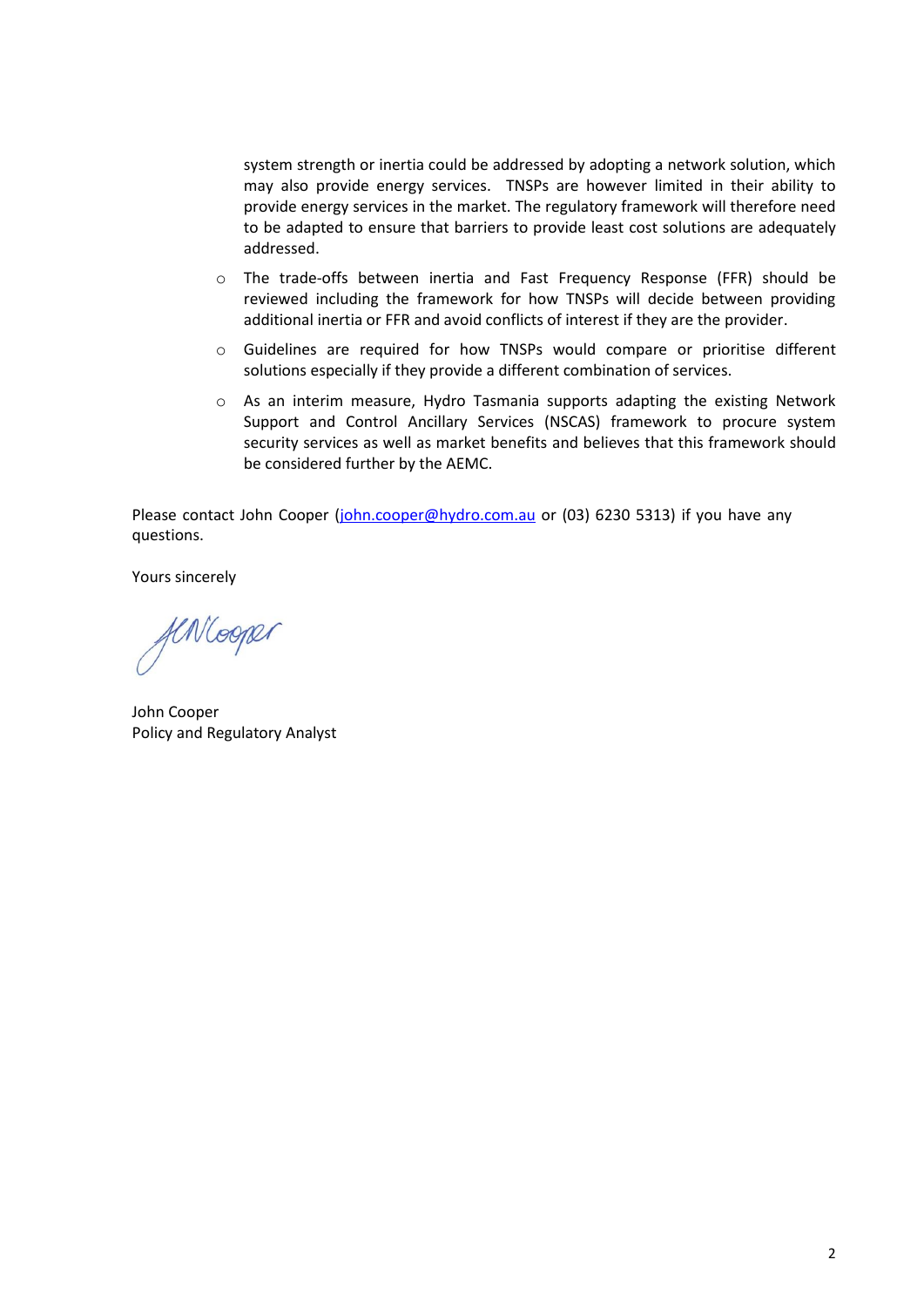system strength or inertia could be addressed by adopting a network solution, which may also provide energy services. TNSPs are however limited in their ability to provide energy services in the market. The regulatory framework will therefore need to be adapted to ensure that barriers to provide least cost solutions are adequately addressed.

- The trade-offs between inertia and Fast Frequency Response (FFR) should be reviewed including the framework for how TNSPs will decide between providing additional inertia or FFR and avoid conflicts of interest if they are the provider.
- Guidelines are required for how TNSPs would compare or prioritise different solutions especially if they provide a different combination of services.
- As an interim measure, Hydro Tasmania supports adapting the existing Network Support and Control Ancillary Services (NSCAS) framework to procure system security services as well as market benefits and believes that this framework should be considered further by the AEMC.

Please contact John Cooper (john.cooper@hydro.com.au) or (03) 6230 5313) if you have any questions.

Yours sincerely

John Cooper
Policy and Regulatory Analyst